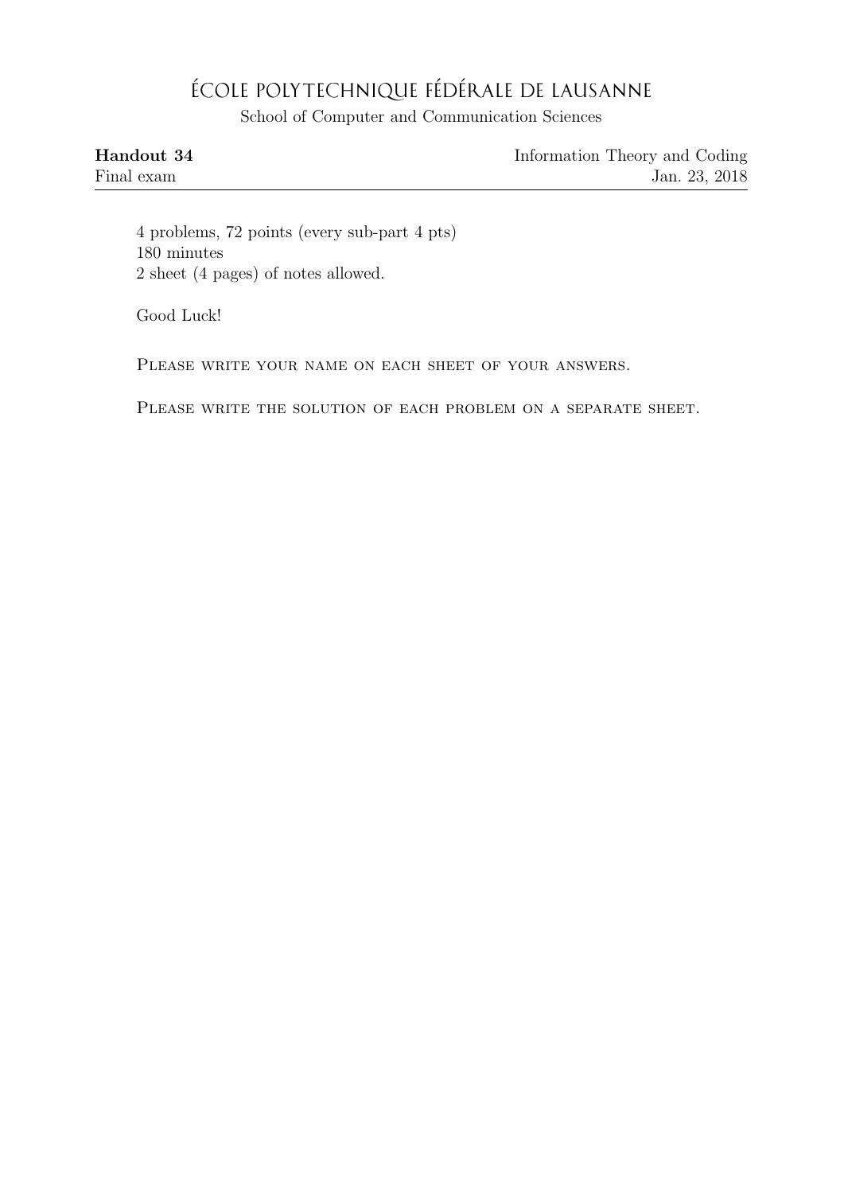# ÉCOLE POLYTECHNIQUE FÉDÉRALE DE LAUSANNE

School of Computer and Communication Sciences

**Handout 34** Information Theory and Coding

Final exam Jan. 23, 2018

---

4 problems, 72 points (every sub-part 4 pts)
180 minutes
2 sheet (4 pages) of notes allowed.

Good Luck!

PLEASE WRITE YOUR NAME ON EACH SHEET OF YOUR ANSWERS.

PLEASE WRITE THE SOLUTION OF EACH PROBLEM ON A SEPARATE SHEET.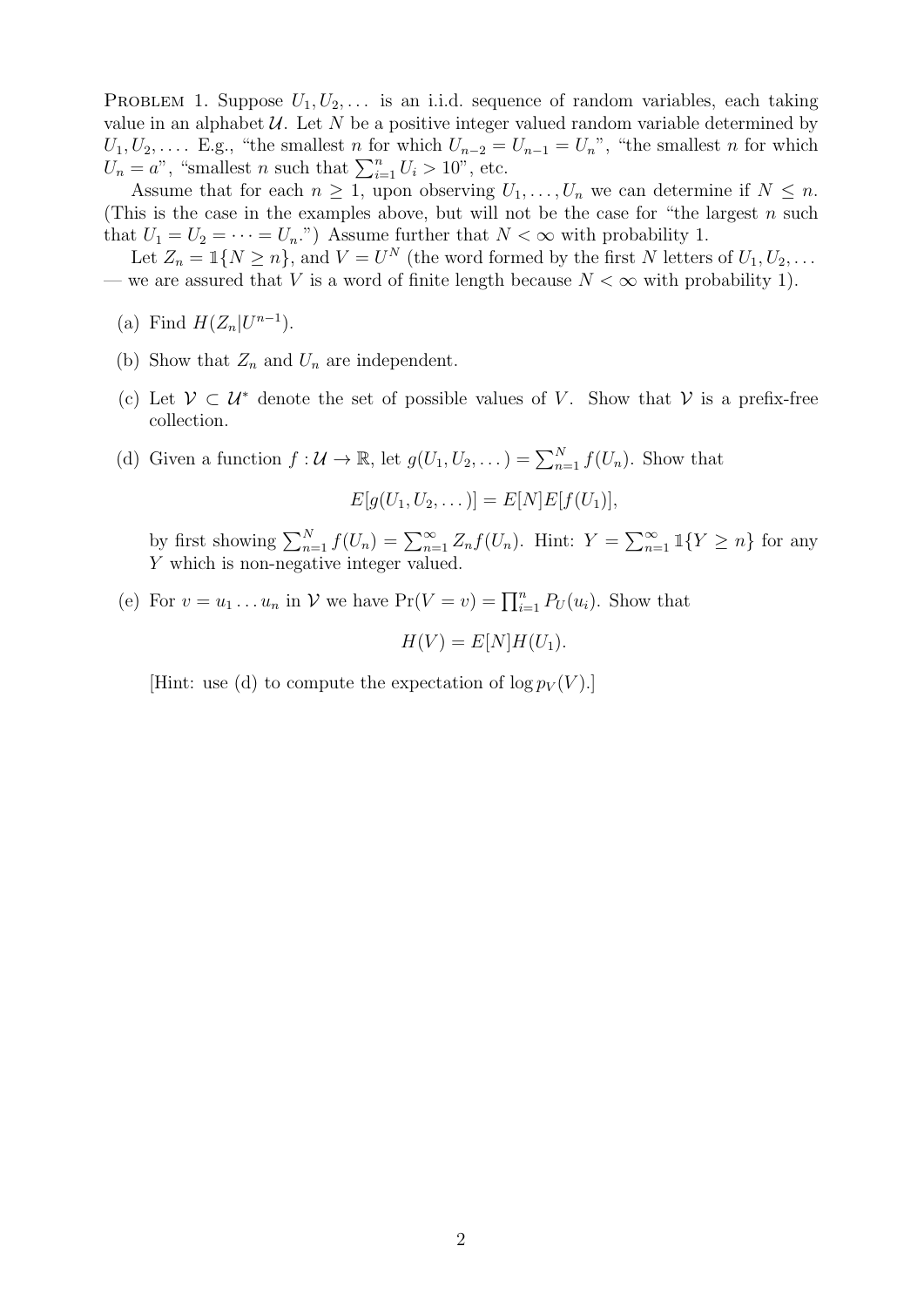**Problem 1.** Suppose $U_1, U_2, \dots$ is an i.i.d. sequence of random variables, each taking value in an alphabet $\mathcal{U}$. Let $N$ be a positive integer valued random variable determined by $U_1, U_2, \dots$. E.g., "the smallest $n$ for which $U_{n-2} = U_{n-1} = U_n$", "the smallest $n$ for which $U_n = a$", "smallest $n$ such that $\sum_{i=1}^{n} U_i > 10$", etc.

Assume that for each $n \geq 1$, upon observing $U_1, \dots, U_n$ we can determine if $N \leq n$. (This is the case in the examples above, but will not be the case for "the largest $n$ such that $U_1 = U_2 = \cdots = U_n$.") Assume further that $N < \infty$ with probability 1.

Let $Z_n = \mathbb{1}\{N \geq n\}$, and $V = U^N$ (the word formed by the first $N$ letters of $U_1, U_2, \dots$ — we are assured that $V$ is a word of finite length because $N < \infty$ with probability 1).

(a) Find $H(Z_n | U^{n-1})$.

(b) Show that $Z_n$ and $U_n$ are independent.

(c) Let $\mathcal{V} \subset \mathcal{U}^*$ denote the set of possible values of $V$. Show that $\mathcal{V}$ is a prefix-free collection.

(d) Given a function $f : \mathcal{U} \to \mathbb{R}$, let $g(U_1, U_2, \dots) = \sum_{n=1}^{N} f(U_n)$. Show that

$$E[g(U_1, U_2, \dots)] = E[N]E[f(U_1)],$$

by first showing $\sum_{n=1}^{N} f(U_n) = \sum_{n=1}^{\infty} Z_n f(U_n)$. Hint: $Y = \sum_{n=1}^{\infty} \mathbb{1}\{Y \geq n\}$ for any $Y$ which is non-negative integer valued.

(e) For $v = u_1 \dots u_n$ in $\mathcal{V}$ we have $\Pr(V = v) = \prod_{i=1}^{n} P_U(u_i)$. Show that

$$H(V) = E[N]H(U_1).$$

[Hint: use (d) to compute the expectation of $\log p_V(V)$.]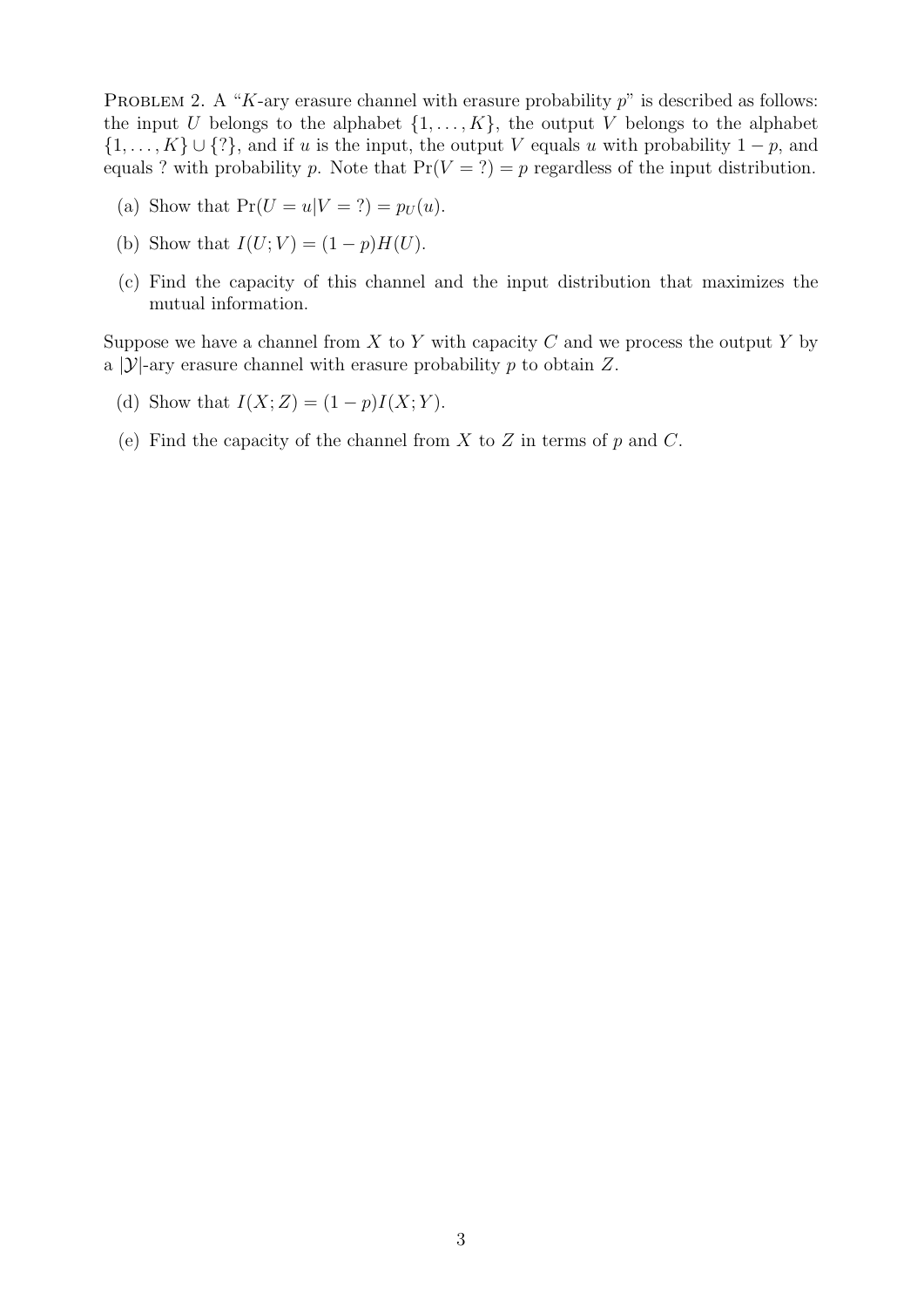PROBLEM 2. A "$K$-ary erasure channel with erasure probability $p$" is described as follows: the input $U$ belongs to the alphabet $\{1, \ldots, K\}$, the output $V$ belongs to the alphabet $\{1, \ldots, K\} \cup \{?\}$, and if $u$ is the input, the output $V$ equals $u$ with probability $1 - p$, and equals ? with probability $p$. Note that $\Pr(V = ?) = p$ regardless of the input distribution.

(a) Show that $\Pr(U = u | V = ?) = p_U(u)$.

(b) Show that $I(U; V) = (1 - p)H(U)$.

(c) Find the capacity of this channel and the input distribution that maximizes the mutual information.

Suppose we have a channel from $X$ to $Y$ with capacity $C$ and we process the output $Y$ by a $|\mathcal{Y}|$-ary erasure channel with erasure probability $p$ to obtain $Z$.

(d) Show that $I(X; Z) = (1 - p)I(X; Y)$.

(e) Find the capacity of the channel from $X$ to $Z$ in terms of $p$ and $C$.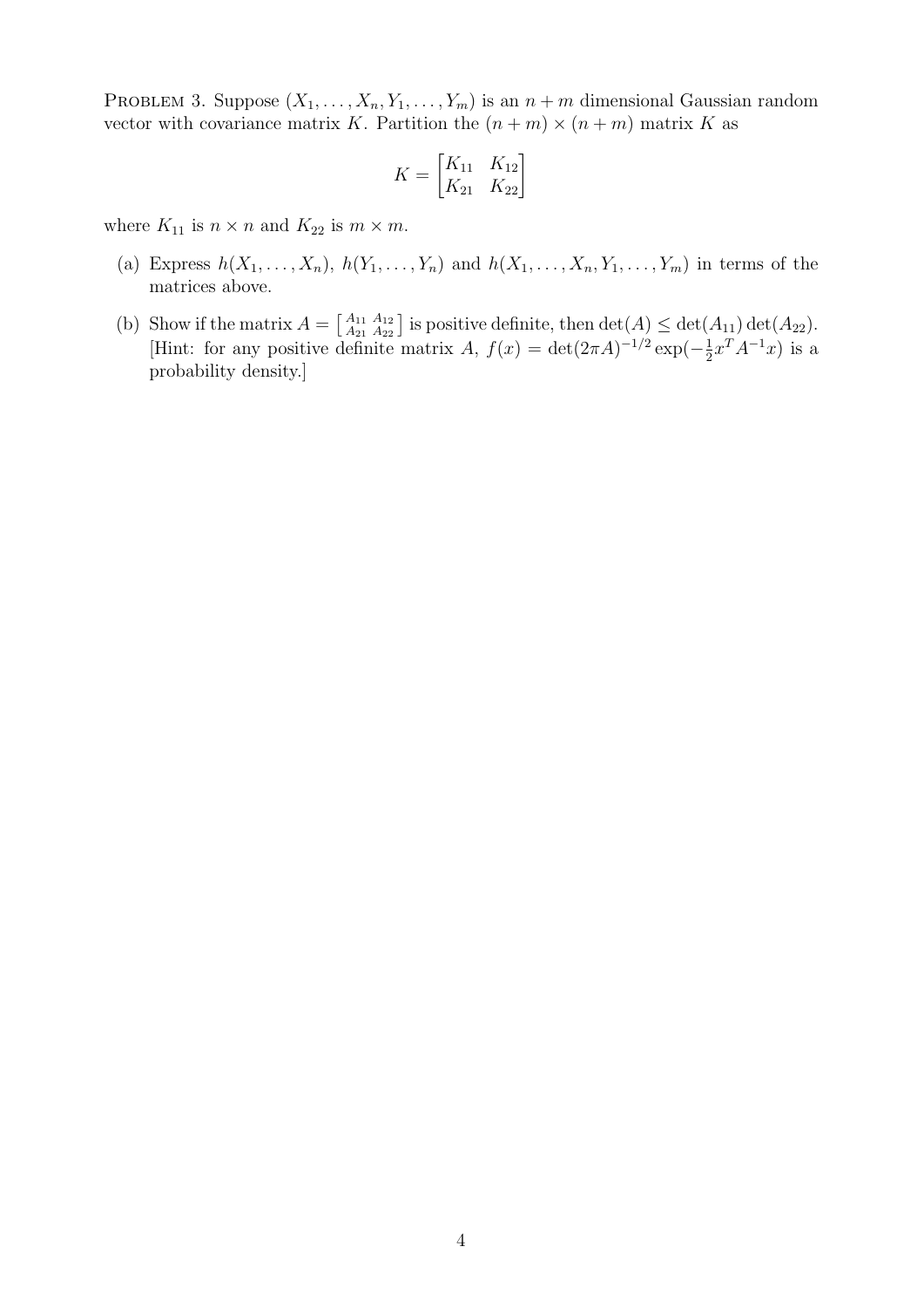PROBLEM 3. Suppose $(X_1, \ldots, X_n, Y_1, \ldots, Y_m)$ is an $n+m$ dimensional Gaussian random vector with covariance matrix $K$. Partition the $(n+m) \times (n+m)$ matrix $K$ as

$$K = \begin{bmatrix} K_{11} & K_{12} \\ K_{21} & K_{22} \end{bmatrix}$$

where $K_{11}$ is $n \times n$ and $K_{22}$ is $m \times m$.

(a) Express $h(X_1, \ldots, X_n)$, $h(Y_1, \ldots, Y_n)$ and $h(X_1, \ldots, X_n, Y_1, \ldots, Y_m)$ in terms of the matrices above.

(b) Show if the matrix $A = \left[\begin{smallmatrix} A_{11} & A_{12} \\ A_{21} & A_{22} \end{smallmatrix}\right]$ is positive definite, then $\det(A) \leq \det(A_{11}) \det(A_{22})$. [Hint: for any positive definite matrix $A$, $f(x) = \det(2\pi A)^{-1/2} \exp(-\frac{1}{2} x^T A^{-1} x)$ is a probability density.]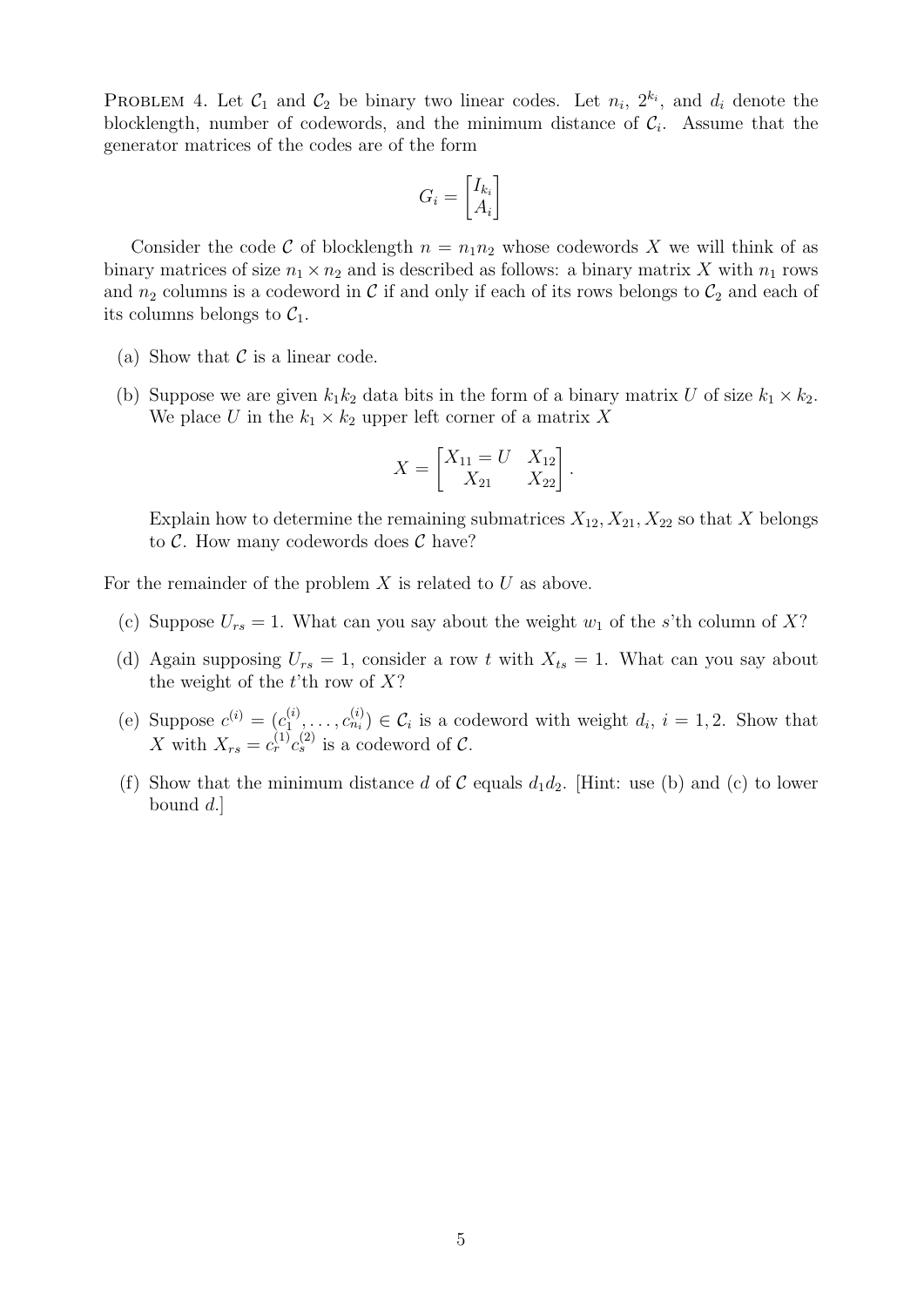PROBLEM 4. Let $\mathcal{C}_1$ and $\mathcal{C}_2$ be binary two linear codes. Let $n_i$, $2^{k_i}$, and $d_i$ denote the blocklength, number of codewords, and the minimum distance of $\mathcal{C}_i$. Assume that the generator matrices of the codes are of the form

$$G_i = \begin{bmatrix} I_{k_i} \\ A_i \end{bmatrix}$$

Consider the code $\mathcal{C}$ of blocklength $n = n_1 n_2$ whose codewords $X$ we will think of as binary matrices of size $n_1 \times n_2$ and is described as follows: a binary matrix $X$ with $n_1$ rows and $n_2$ columns is a codeword in $\mathcal{C}$ if and only if each of its rows belongs to $\mathcal{C}_2$ and each of its columns belongs to $\mathcal{C}_1$.

(a) Show that $\mathcal{C}$ is a linear code.

(b) Suppose we are given $k_1 k_2$ data bits in the form of a binary matrix $U$ of size $k_1 \times k_2$. We place $U$ in the $k_1 \times k_2$ upper left corner of a matrix $X$

$$X = \begin{bmatrix} X_{11} = U & X_{12} \\ X_{21} & X_{22} \end{bmatrix}.$$

Explain how to determine the remaining submatrices $X_{12}, X_{21}, X_{22}$ so that $X$ belongs to $\mathcal{C}$. How many codewords does $\mathcal{C}$ have?

For the remainder of the problem $X$ is related to $U$ as above.

(c) Suppose $U_{rs} = 1$. What can you say about the weight $w_1$ of the $s$'th column of $X$?

(d) Again supposing $U_{rs} = 1$, consider a row $t$ with $X_{ts} = 1$. What can you say about the weight of the $t$'th row of $X$?

(e) Suppose $c^{(i)} = (c_1^{(i)}, \ldots, c_{n_i}^{(i)}) \in \mathcal{C}_i$ is a codeword with weight $d_i$, $i = 1, 2$. Show that $X$ with $X_{rs} = c_r^{(1)} c_s^{(2)}$ is a codeword of $\mathcal{C}$.

(f) Show that the minimum distance $d$ of $\mathcal{C}$ equals $d_1 d_2$. [Hint: use (b) and (c) to lower bound $d$.]